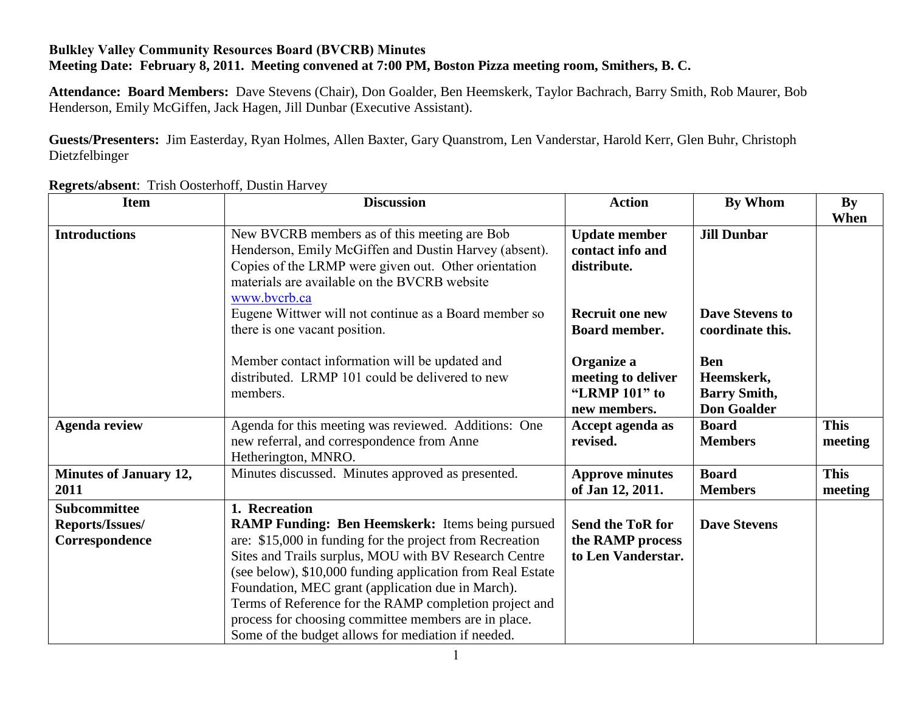**Bulkley Valley Community Resources Board (BVCRB) Minutes**
**Meeting Date: February 8, 2011. Meeting convened at 7:00 PM, Boston Pizza meeting room, Smithers, B. C.**

**Attendance: Board Members:** Dave Stevens (Chair), Don Goalder, Ben Heemskerk, Taylor Bachrach, Barry Smith, Rob Maurer, Bob Henderson, Emily McGiffen, Jack Hagen, Jill Dunbar (Executive Assistant).

**Guests/Presenters:** Jim Easterday, Ryan Holmes, Allen Baxter, Gary Quanstrom, Len Vanderstar, Harold Kerr, Glen Buhr, Christoph Dietzfelbinger

**Regrets/absent**: Trish Oosterhoff, Dustin Harvey

| Item | Discussion | Action | By Whom | By When |
|---|---|---|---|---|
| **Introductions** | New BVCRB members as of this meeting are Bob Henderson, Emily McGiffen and Dustin Harvey (absent). Copies of the LRMP were given out. Other orientation materials are available on the BVCRB website www.bvcrb.ca<br>Eugene Wittwer will not continue as a Board member so there is one vacant position.<br><br>Member contact information will be updated and distributed. LRMP 101 could be delivered to new members. | **Update member contact info and distribute.**<br><br>**Recruit one new Board member.**<br><br>**Organize a meeting to deliver "LRMP 101" to new members.** | **Jill Dunbar**<br><br>**Dave Stevens to coordinate this.**<br><br>**Ben Heemskerk, Barry Smith, Don Goalder** | |
| **Agenda review** | Agenda for this meeting was reviewed. Additions: One new referral, and correspondence from Anne Hetherington, MNRO. | **Accept agenda as revised.** | **Board Members** | **This meeting** |
| **Minutes of January 12, 2011** | Minutes discussed. Minutes approved as presented. | **Approve minutes of Jan 12, 2011.** | **Board Members** | **This meeting** |
| **Subcommittee Reports/Issues/ Correspondence** | **1. Recreation**<br>**RAMP Funding: Ben Heemskerk:** Items being pursued are: $15,000 in funding for the project from Recreation Sites and Trails surplus, MOU with BV Research Centre (see below), $10,000 funding application from Real Estate Foundation, MEC grant (application due in March). Terms of Reference for the RAMP completion project and process for choosing committee members are in place. Some of the budget allows for mediation if needed. | **Send the ToR for the RAMP process to Len Vanderstar.** | **Dave Stevens** | |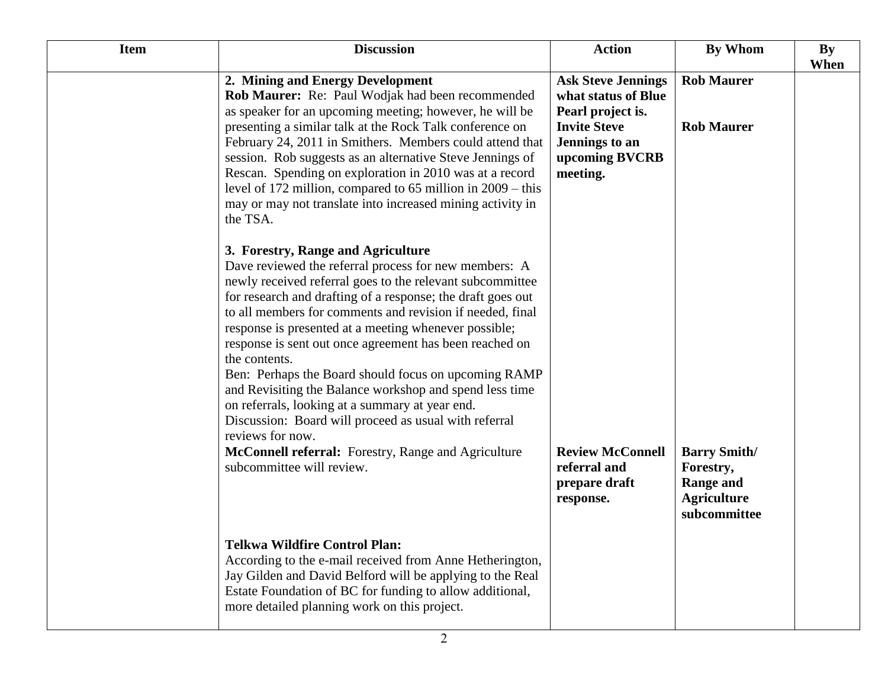| Item | Discussion | Action | By Whom | By When |
|---|---|---|---|---|
| | **2. Mining and Energy Development**<br>**Rob Maurer:** Re: Paul Wodjak had been recommended as speaker for an upcoming meeting; however, he will be presenting a similar talk at the Rock Talk conference on February 24, 2011 in Smithers. Members could attend that session. Rob suggests as an alternative Steve Jennings of Rescan. Spending on exploration in 2010 was at a record level of 172 million, compared to 65 million in 2009 – this may or may not translate into increased mining activity in the TSA. | **Ask Steve Jennings what status of Blue Pearl project is.**<br>**Invite Steve Jennings to an upcoming BVCRB meeting.** | **Rob Maurer**<br><br>**Rob Maurer** | |
| | **3. Forestry, Range and Agriculture**<br>Dave reviewed the referral process for new members: A newly received referral goes to the relevant subcommittee for research and drafting of a response; the draft goes out to all members for comments and revision if needed, final response is presented at a meeting whenever possible; response is sent out once agreement has been reached on the contents.<br>Ben: Perhaps the Board should focus on upcoming RAMP and Revisiting the Balance workshop and spend less time on referrals, looking at a summary at year end.<br>Discussion: Board will proceed as usual with referral reviews for now. | | | |
| | **McConnell referral:** Forestry, Range and Agriculture subcommittee will review. | **Review McConnell referral and prepare draft response.** | **Barry Smith/ Forestry, Range and Agriculture subcommittee** | |
| | **Telkwa Wildfire Control Plan:**<br>According to the e-mail received from Anne Hetherington, Jay Gilden and David Belford will be applying to the Real Estate Foundation of BC for funding to allow additional, more detailed planning work on this project. | | | |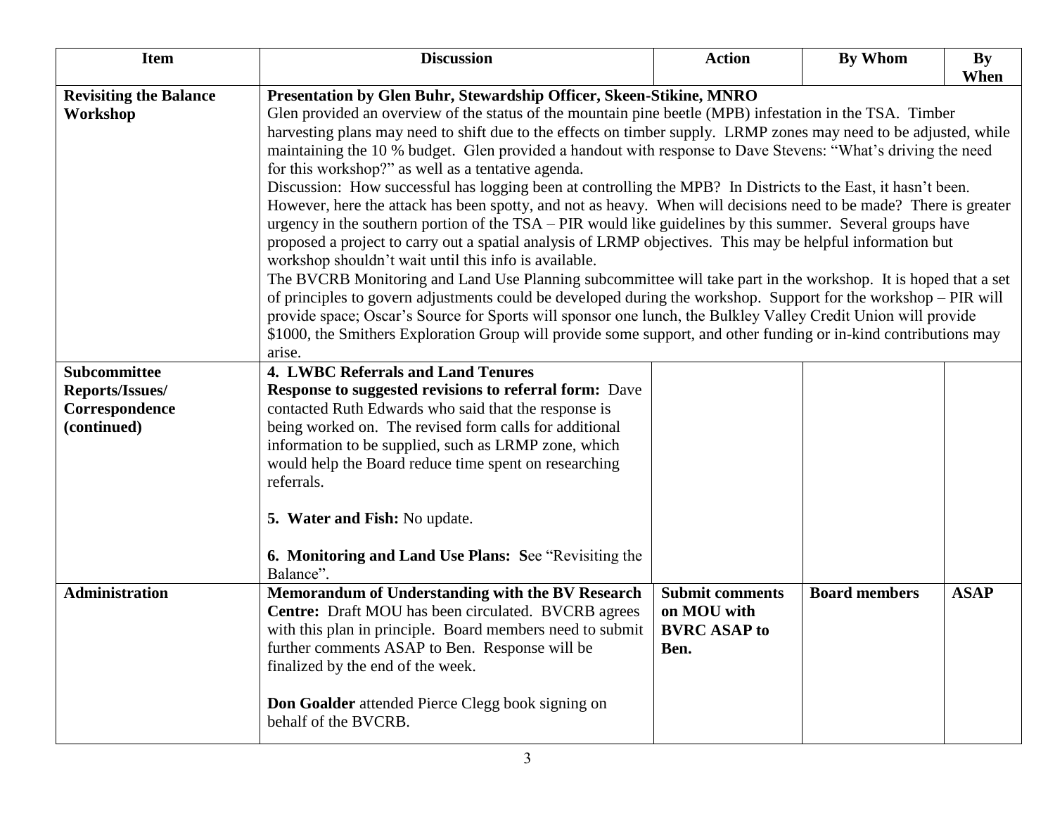| Item | Discussion | Action | By Whom | By When |
| --- | --- | --- | --- | --- |
| **Revisiting the Balance Workshop** | **Presentation by Glen Buhr, Stewardship Officer, Skeen-Stikine, MNRO** Glen provided an overview of the status of the mountain pine beetle (MPB) infestation in the TSA. Timber harvesting plans may need to shift due to the effects on timber supply. LRMP zones may need to be adjusted, while maintaining the 10 % budget. Glen provided a handout with response to Dave Stevens: "What's driving the need for this workshop?" as well as a tentative agenda.<br>Discussion: How successful has logging been at controlling the MPB? In Districts to the East, it hasn't been. However, here the attack has been spotty, and not as heavy. When will decisions need to be made? There is greater urgency in the southern portion of the TSA – PIR would like guidelines by this summer. Several groups have proposed a project to carry out a spatial analysis of LRMP objectives. This may be helpful information but workshop shouldn't wait until this info is available.<br>The BVCRB Monitoring and Land Use Planning subcommittee will take part in the workshop. It is hoped that a set of principles to govern adjustments could be developed during the workshop. Support for the workshop – PIR will provide space; Oscar's Source for Sports will sponsor one lunch, the Bulkley Valley Credit Union will provide $1000, the Smithers Exploration Group will provide some support, and other funding or in-kind contributions may arise. | | | |
| **Subcommittee Reports/Issues/ Correspondence (continued)** | **4. LWBC Referrals and Land Tenures**<br>**Response to suggested revisions to referral form:** Dave contacted Ruth Edwards who said that the response is being worked on. The revised form calls for additional information to be supplied, such as LRMP zone, which would help the Board reduce time spent on researching referrals.<br><br>**5. Water and Fish:** No update.<br><br>**6. Monitoring and Land Use Plans: S**ee "Revisiting the Balance". | | | |
| **Administration** | **Memorandum of Understanding with the BV Research Centre:** Draft MOU has been circulated. BVCRB agrees with this plan in principle. Board members need to submit further comments ASAP to Ben. Response will be finalized by the end of the week.<br><br>**Don Goalder** attended Pierce Clegg book signing on behalf of the BVCRB. | **Submit comments on MOU with BVRC ASAP to Ben.** | **Board members** | **ASAP** |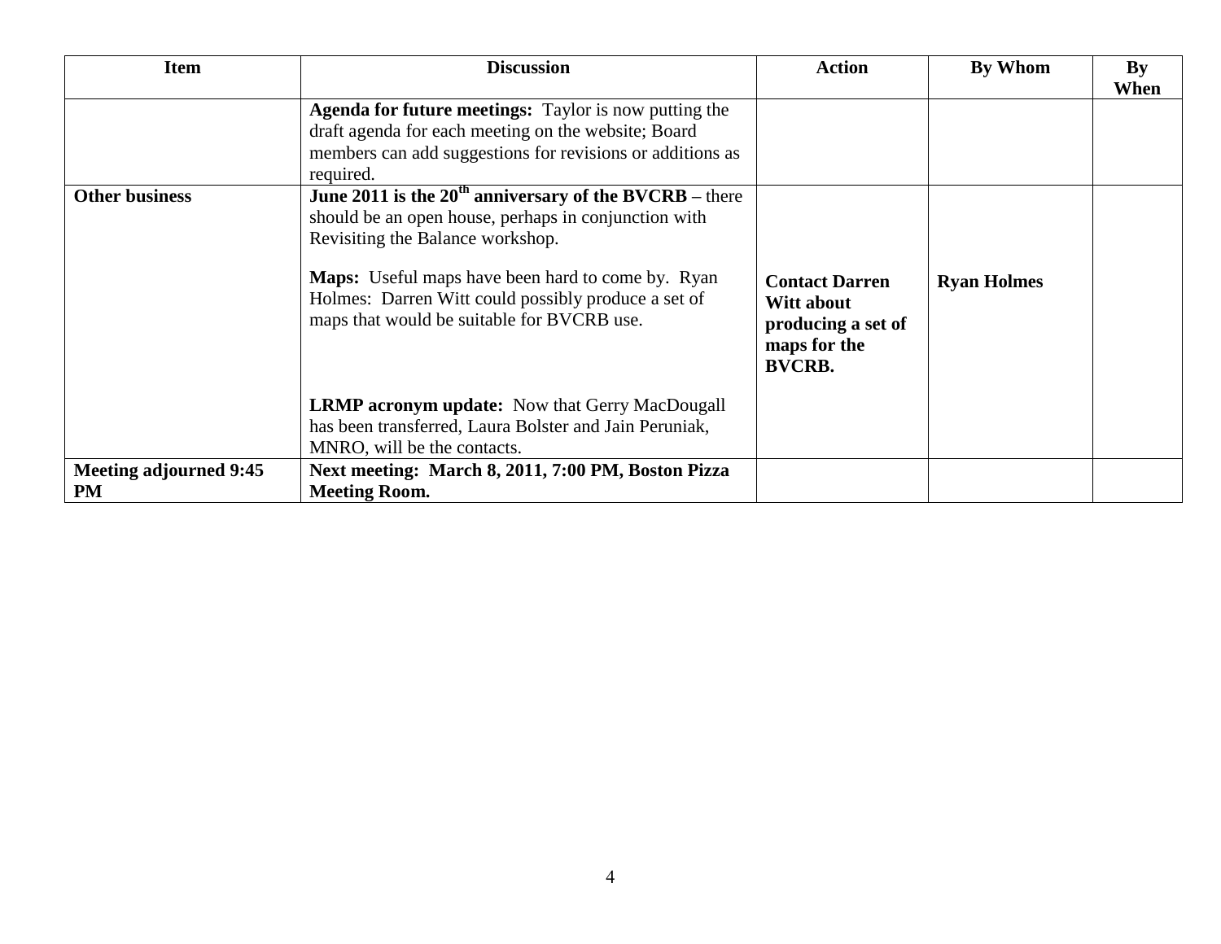| Item | Discussion | Action | By Whom | By When |
|---|---|---|---|---|
| | **Agenda for future meetings:** Taylor is now putting the draft agenda for each meeting on the website; Board members can add suggestions for revisions or additions as required. | | | |
| **Other business** | **June 2011 is the 20th anniversary of the BVCRB –** there should be an open house, perhaps in conjunction with Revisiting the Balance workshop.<br><br>**Maps:** Useful maps have been hard to come by. Ryan Holmes: Darren Witt could possibly produce a set of maps that would be suitable for BVCRB use.<br><br>**LRMP acronym update:** Now that Gerry MacDougall has been transferred, Laura Bolster and Jain Peruniak, MNRO, will be the contacts. | **Contact Darren Witt about producing a set of maps for the BVCRB.** | **Ryan Holmes** | |
| **Meeting adjourned 9:45 PM** | **Next meeting: March 8, 2011, 7:00 PM, Boston Pizza Meeting Room.** | | | |